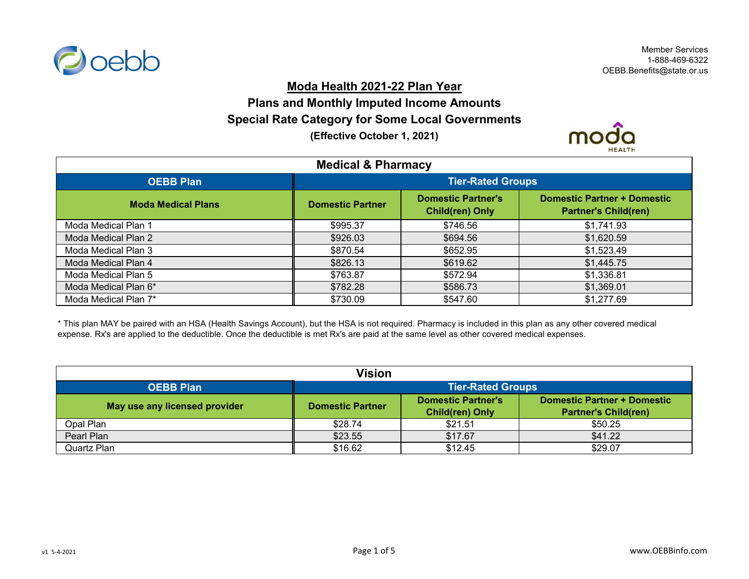Member Services
1-888-469-6322
OEBB.Benefits@state.or.us

# Moda Health 2021-22 Plan Year

## Plans and Monthly Imputed Income Amounts

## Special Rate Category for Some Local Governments

**(Effective October 1, 2021)**

| Medical & Pharmacy | | | |
|---|---|---|---|
| **OEBB Plan** | **Tier-Rated Groups** | | |
| **Moda Medical Plans** | **Domestic Partner** | **Domestic Partner's Child(ren) Only** | **Domestic Partner + Domestic Partner's Child(ren)** |
| Moda Medical Plan 1 | $995.37 | $746.56 | $1,741.93 |
| Moda Medical Plan 2 | $926.03 | $694.56 | $1,620.59 |
| Moda Medical Plan 3 | $870.54 | $652.95 | $1,523.49 |
| Moda Medical Plan 4 | $826.13 | $619.62 | $1,445.75 |
| Moda Medical Plan 5 | $763.87 | $572.94 | $1,336.81 |
| Moda Medical Plan 6* | $782.28 | $586.73 | $1,369.01 |
| Moda Medical Plan 7* | $730.09 | $547.60 | $1,277.69 |

* This plan MAY be paired with an HSA (Health Savings Account), but the HSA is not required. Pharmacy is included in this plan as any other covered medical expense. Rx's are applied to the deductible. Once the deductible is met Rx's are paid at the same level as other covered medical expenses.

| Vision | | | |
|---|---|---|---|
| **OEBB Plan** | **Tier-Rated Groups** | | |
| **May use any licensed provider** | **Domestic Partner** | **Domestic Partner's Child(ren) Only** | **Domestic Partner + Domestic Partner's Child(ren)** |
| Opal Plan | $28.74 | $21.51 | $50.25 |
| Pearl Plan | $23.55 | $17.67 | $41.22 |
| Quartz Plan | $16.62 | $12.45 | $29.07 |

v1 5-4-2021

www.OEBBinfo.com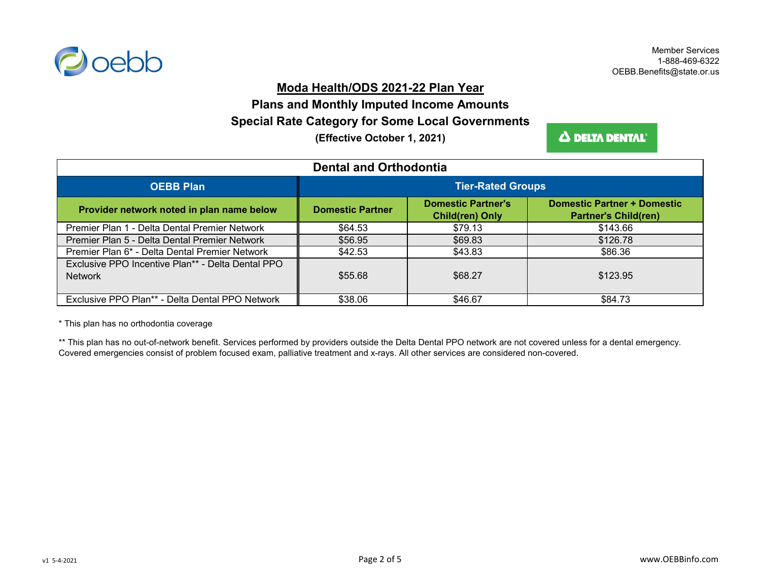Member Services
1-888-469-6322
OEBB.Benefits@state.or.us

# Moda Health/ODS 2021-22 Plan Year

## Plans and Monthly Imputed Income Amounts

## Special Rate Category for Some Local Governments

**(Effective October 1, 2021)**

| Dental and Orthodontia | | | |
|---|---|---|---|
| **OEBB Plan** | **Tier-Rated Groups** | | |
| **Provider network noted in plan name below** | **Domestic Partner** | **Domestic Partner's Child(ren) Only** | **Domestic Partner + Domestic Partner's Child(ren)** |
| Premier Plan 1 - Delta Dental Premier Network | $64.53 | $79.13 | $143.66 |
| Premier Plan 5 - Delta Dental Premier Network | $56.95 | $69.83 | $126.78 |
| Premier Plan 6* - Delta Dental Premier Network | $42.53 | $43.83 | $86.36 |
| Exclusive PPO Incentive Plan** - Delta Dental PPO Network | $55.68 | $68.27 | $123.95 |
| Exclusive PPO Plan** - Delta Dental PPO Network | $38.06 | $46.67 | $84.73 |

* This plan has no orthodontia coverage

** This plan has no out-of-network benefit. Services performed by providers outside the Delta Dental PPO network are not covered unless for a dental emergency. Covered emergencies consist of problem focused exam, palliative treatment and x-rays. All other services are considered non-covered.

v1 5-4-2021

www.OEBBinfo.com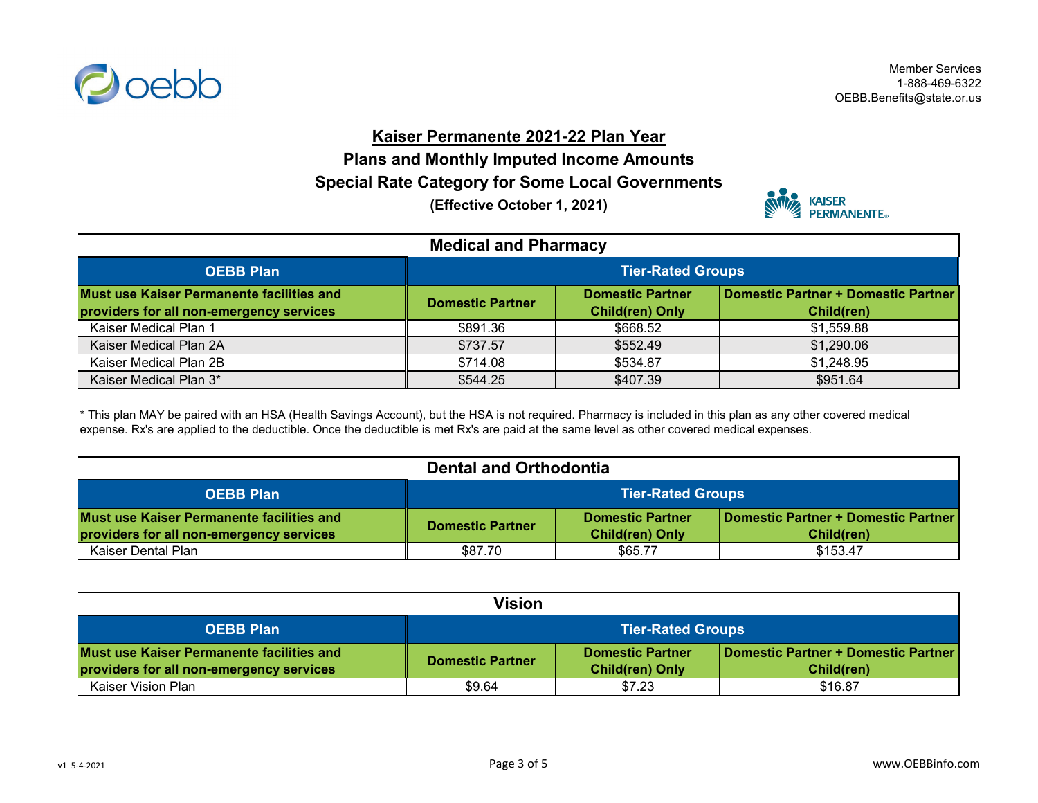Member Services
1-888-469-6322
OEBB.Benefits@state.or.us

# Kaiser Permanente 2021-22 Plan Year

## Plans and Monthly Imputed Income Amounts

## Special Rate Category for Some Local Governments

**(Effective October 1, 2021)**

### Medical and Pharmacy

| OEBB Plan | Tier-Rated Groups | | |
|---|---|---|---|
| **Must use Kaiser Permanente facilities and providers for all non-emergency services** | **Domestic Partner** | **Domestic Partner Child(ren) Only** | **Domestic Partner + Domestic Partner Child(ren)** |
| Kaiser Medical Plan 1 | $891.36 | $668.52 | $1,559.88 |
| Kaiser Medical Plan 2A | $737.57 | $552.49 | $1,290.06 |
| Kaiser Medical Plan 2B | $714.08 | $534.87 | $1,248.95 |
| Kaiser Medical Plan 3* | $544.25 | $407.39 | $951.64 |

* This plan MAY be paired with an HSA (Health Savings Account), but the HSA is not required. Pharmacy is included in this plan as any other covered medical expense. Rx's are applied to the deductible. Once the deductible is met Rx's are paid at the same level as other covered medical expenses.

### Dental and Orthodontia

| OEBB Plan | Tier-Rated Groups | | |
|---|---|---|---|
| **Must use Kaiser Permanente facilities and providers for all non-emergency services** | **Domestic Partner** | **Domestic Partner Child(ren) Only** | **Domestic Partner + Domestic Partner Child(ren)** |
| Kaiser Dental Plan | $87.70 | $65.77 | $153.47 |

### Vision

| OEBB Plan | Tier-Rated Groups | | |
|---|---|---|---|
| **Must use Kaiser Permanente facilities and providers for all non-emergency services** | **Domestic Partner** | **Domestic Partner Child(ren) Only** | **Domestic Partner + Domestic Partner Child(ren)** |
| Kaiser Vision Plan | $9.64 | $7.23 | $16.87 |

v1 5-4-2021

www.OEBBinfo.com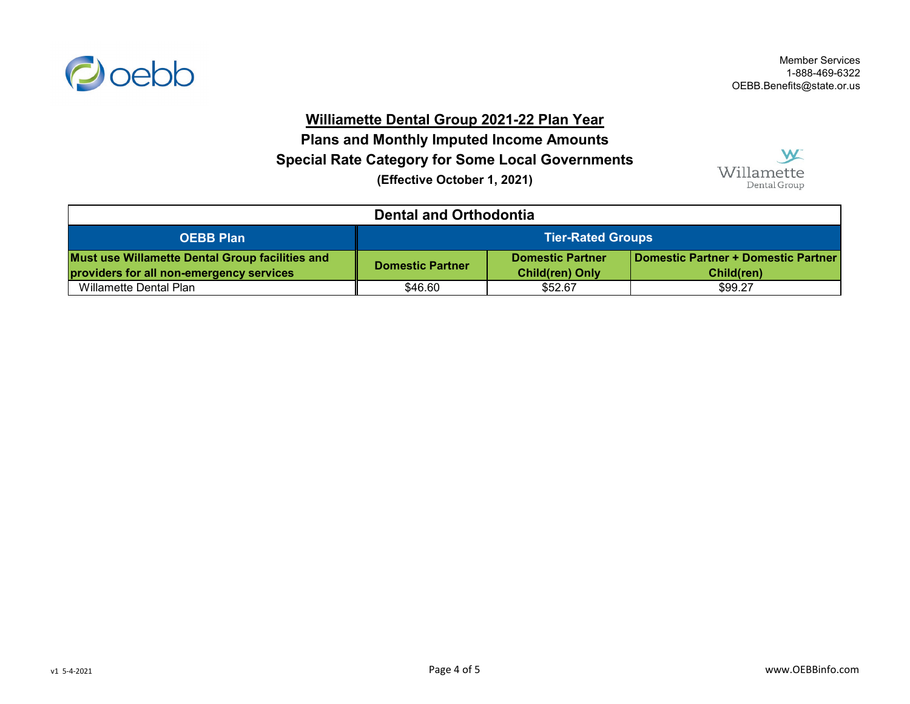Member Services
1-888-469-6322
OEBB.Benefits@state.or.us

# Williamette Dental Group 2021-22 Plan Year

## Plans and Monthly Imputed Income Amounts

## Special Rate Category for Some Local Governments

**(Effective October 1, 2021)**

| Dental and Orthodontia | | | |
|---|---|---|---|
| **OEBB Plan** | **Tier-Rated Groups** | | |
| **Must use Willamette Dental Group facilities and providers for all non-emergency services** | **Domestic Partner** | **Domestic Partner Child(ren) Only** | **Domestic Partner + Domestic Partner Child(ren)** |
| Willamette Dental Plan | $46.60 | $52.67 | $99.27 |

v1 5-4-2021

www.OEBBinfo.com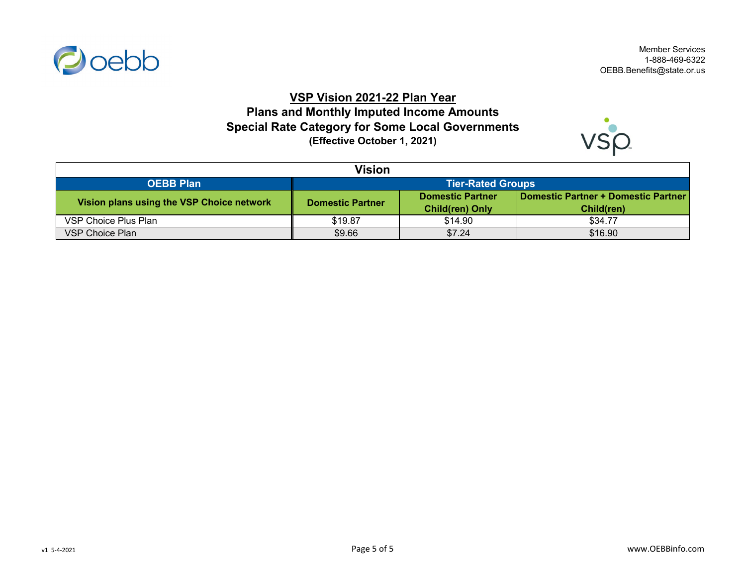Member Services
1-888-469-6322
OEBB.Benefits@state.or.us

# VSP Vision 2021-22 Plan Year

## Plans and Monthly Imputed Income Amounts

## Special Rate Category for Some Local Governments

**(Effective October 1, 2021)**

| Vision | | | |
|---|---|---|---|
| **OEBB Plan** | **Tier-Rated Groups** | | |
| **Vision plans using the VSP Choice network** | **Domestic Partner** | **Domestic Partner Child(ren) Only** | **Domestic Partner + Domestic Partner Child(ren)** |
| VSP Choice Plus Plan | $19.87 | $14.90 | $34.77 |
| VSP Choice Plan | $9.66 | $7.24 | $16.90 |

v1 5-4-2021

www.OEBBinfo.com